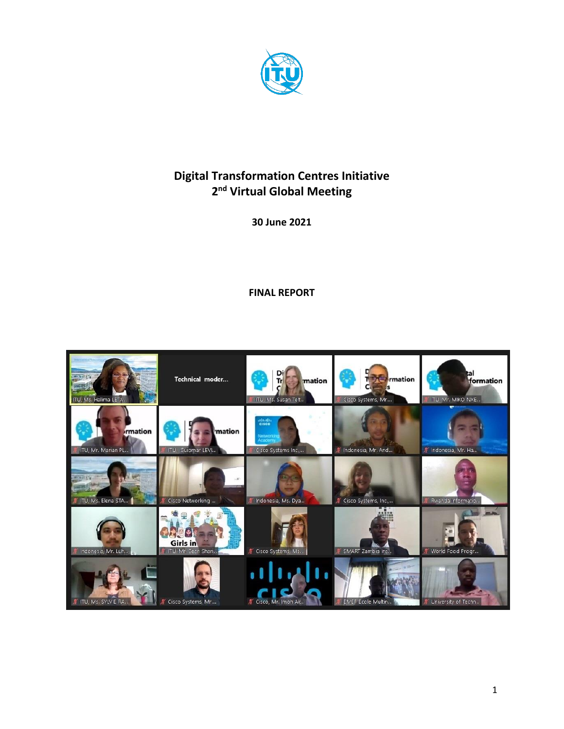# Digital Transformation Centres Initiative
## 2nd Virtual Global Meeting

**30 June 2021**

**FINAL REPORT**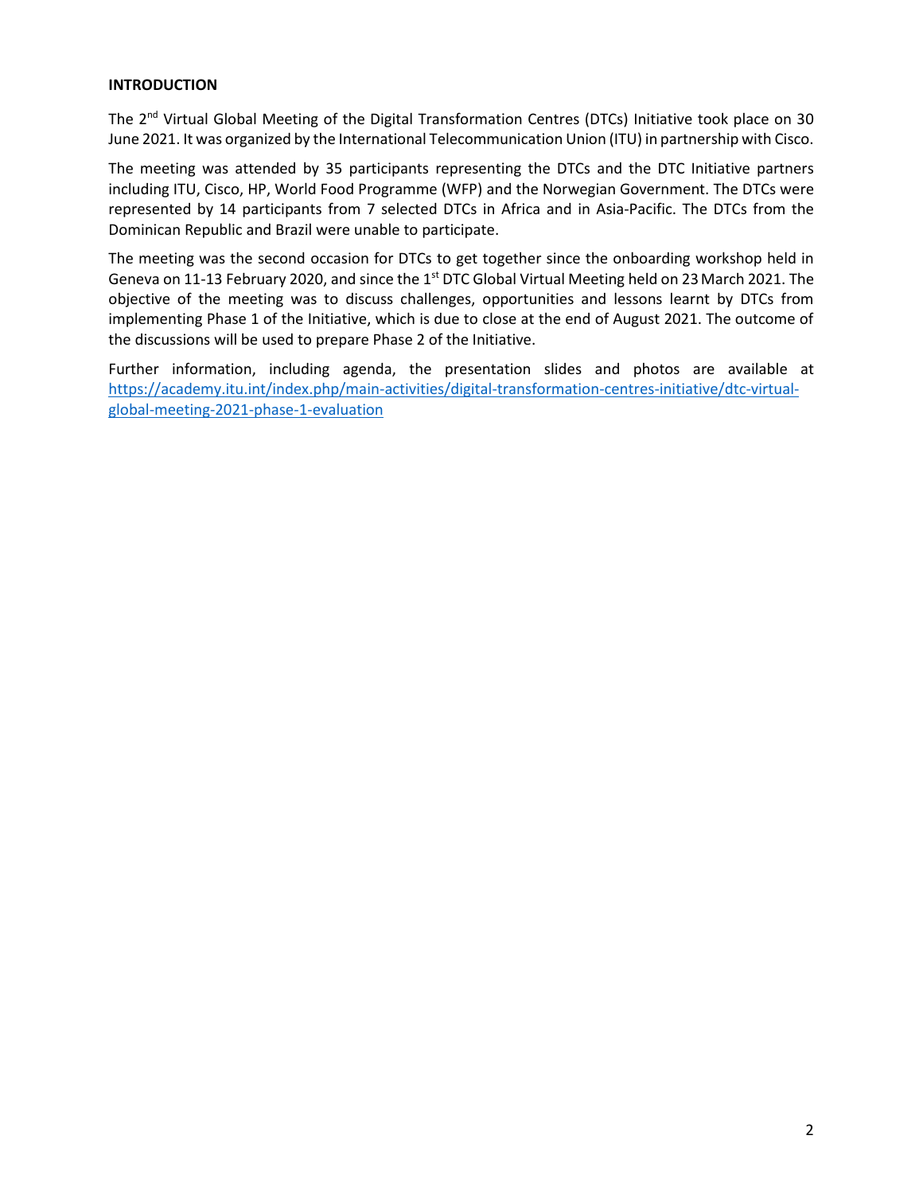## INTRODUCTION

The 2nd Virtual Global Meeting of the Digital Transformation Centres (DTCs) Initiative took place on 30 June 2021. It was organized by the International Telecommunication Union (ITU) in partnership with Cisco.

The meeting was attended by 35 participants representing the DTCs and the DTC Initiative partners including ITU, Cisco, HP, World Food Programme (WFP) and the Norwegian Government. The DTCs were represented by 14 participants from 7 selected DTCs in Africa and in Asia-Pacific. The DTCs from the Dominican Republic and Brazil were unable to participate.

The meeting was the second occasion for DTCs to get together since the onboarding workshop held in Geneva on 11-13 February 2020, and since the 1st DTC Global Virtual Meeting held on 23 March 2021. The objective of the meeting was to discuss challenges, opportunities and lessons learnt by DTCs from implementing Phase 1 of the Initiative, which is due to close at the end of August 2021. The outcome of the discussions will be used to prepare Phase 2 of the Initiative.

Further information, including agenda, the presentation slides and photos are available at [https://academy.itu.int/index.php/main-activities/digital-transformation-centres-initiative/dtc-virtual-global-meeting-2021-phase-1-evaluation](https://academy.itu.int/index.php/main-activities/digital-transformation-centres-initiative/dtc-virtual-global-meeting-2021-phase-1-evaluation)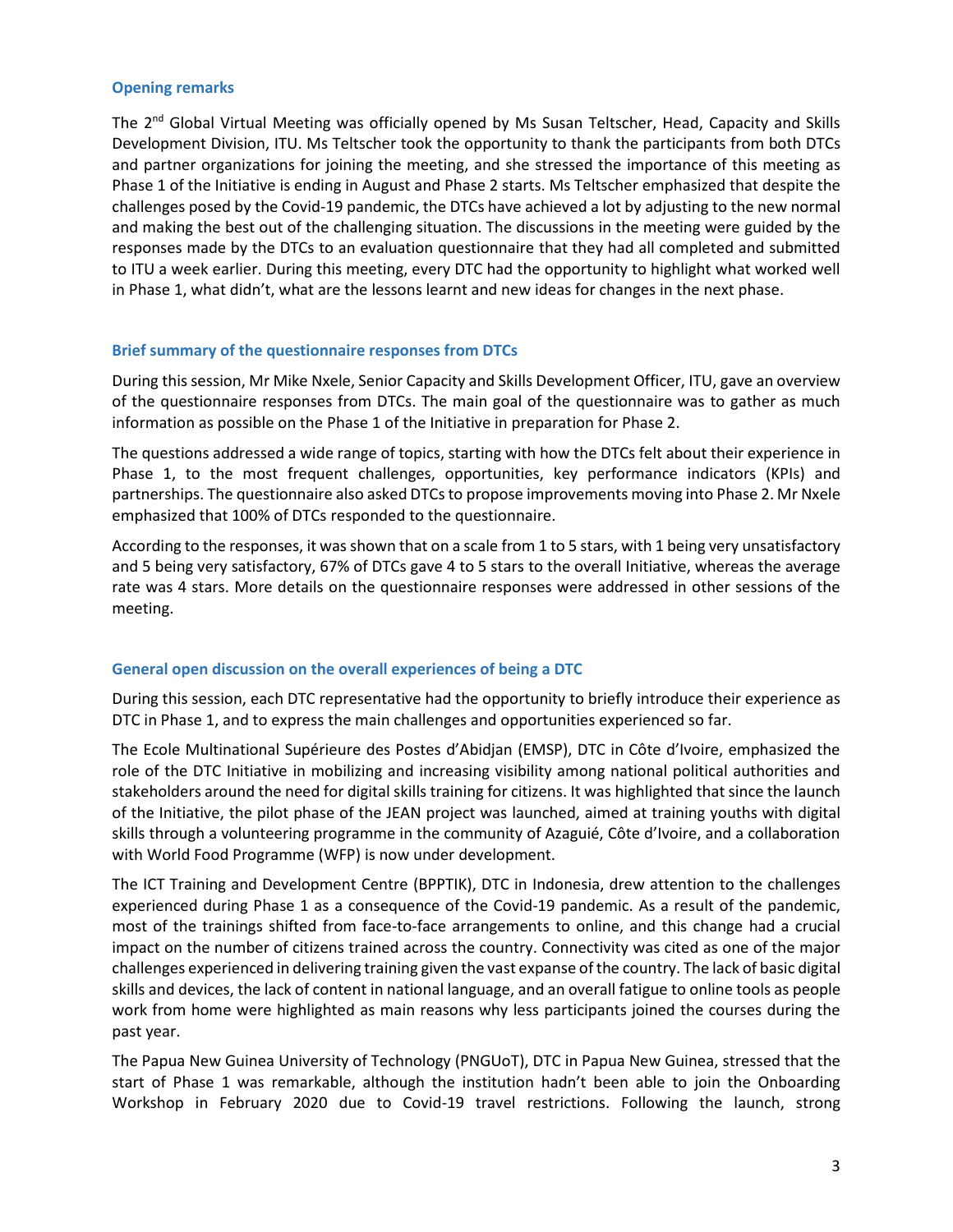## Opening remarks

The 2nd Global Virtual Meeting was officially opened by Ms Susan Teltscher, Head, Capacity and Skills Development Division, ITU. Ms Teltscher took the opportunity to thank the participants from both DTCs and partner organizations for joining the meeting, and she stressed the importance of this meeting as Phase 1 of the Initiative is ending in August and Phase 2 starts. Ms Teltscher emphasized that despite the challenges posed by the Covid-19 pandemic, the DTCs have achieved a lot by adjusting to the new normal and making the best out of the challenging situation. The discussions in the meeting were guided by the responses made by the DTCs to an evaluation questionnaire that they had all completed and submitted to ITU a week earlier. During this meeting, every DTC had the opportunity to highlight what worked well in Phase 1, what didn't, what are the lessons learnt and new ideas for changes in the next phase.

## Brief summary of the questionnaire responses from DTCs

During this session, Mr Mike Nxele, Senior Capacity and Skills Development Officer, ITU, gave an overview of the questionnaire responses from DTCs. The main goal of the questionnaire was to gather as much information as possible on the Phase 1 of the Initiative in preparation for Phase 2.

The questions addressed a wide range of topics, starting with how the DTCs felt about their experience in Phase 1, to the most frequent challenges, opportunities, key performance indicators (KPIs) and partnerships. The questionnaire also asked DTCs to propose improvements moving into Phase 2. Mr Nxele emphasized that 100% of DTCs responded to the questionnaire.

According to the responses, it was shown that on a scale from 1 to 5 stars, with 1 being very unsatisfactory and 5 being very satisfactory, 67% of DTCs gave 4 to 5 stars to the overall Initiative, whereas the average rate was 4 stars. More details on the questionnaire responses were addressed in other sessions of the meeting.

## General open discussion on the overall experiences of being a DTC

During this session, each DTC representative had the opportunity to briefly introduce their experience as DTC in Phase 1, and to express the main challenges and opportunities experienced so far.

The Ecole Multinational Supérieure des Postes d'Abidjan (EMSP), DTC in Côte d'Ivoire, emphasized the role of the DTC Initiative in mobilizing and increasing visibility among national political authorities and stakeholders around the need for digital skills training for citizens. It was highlighted that since the launch of the Initiative, the pilot phase of the JEAN project was launched, aimed at training youths with digital skills through a volunteering programme in the community of Azaguié, Côte d'Ivoire, and a collaboration with World Food Programme (WFP) is now under development.

The ICT Training and Development Centre (BPPTIK), DTC in Indonesia, drew attention to the challenges experienced during Phase 1 as a consequence of the Covid-19 pandemic. As a result of the pandemic, most of the trainings shifted from face-to-face arrangements to online, and this change had a crucial impact on the number of citizens trained across the country. Connectivity was cited as one of the major challenges experienced in delivering training given the vast expanse of the country. The lack of basic digital skills and devices, the lack of content in national language, and an overall fatigue to online tools as people work from home were highlighted as main reasons why less participants joined the courses during the past year.

The Papua New Guinea University of Technology (PNGUoT), DTC in Papua New Guinea, stressed that the start of Phase 1 was remarkable, although the institution hadn't been able to join the Onboarding Workshop in February 2020 due to Covid-19 travel restrictions. Following the launch, strong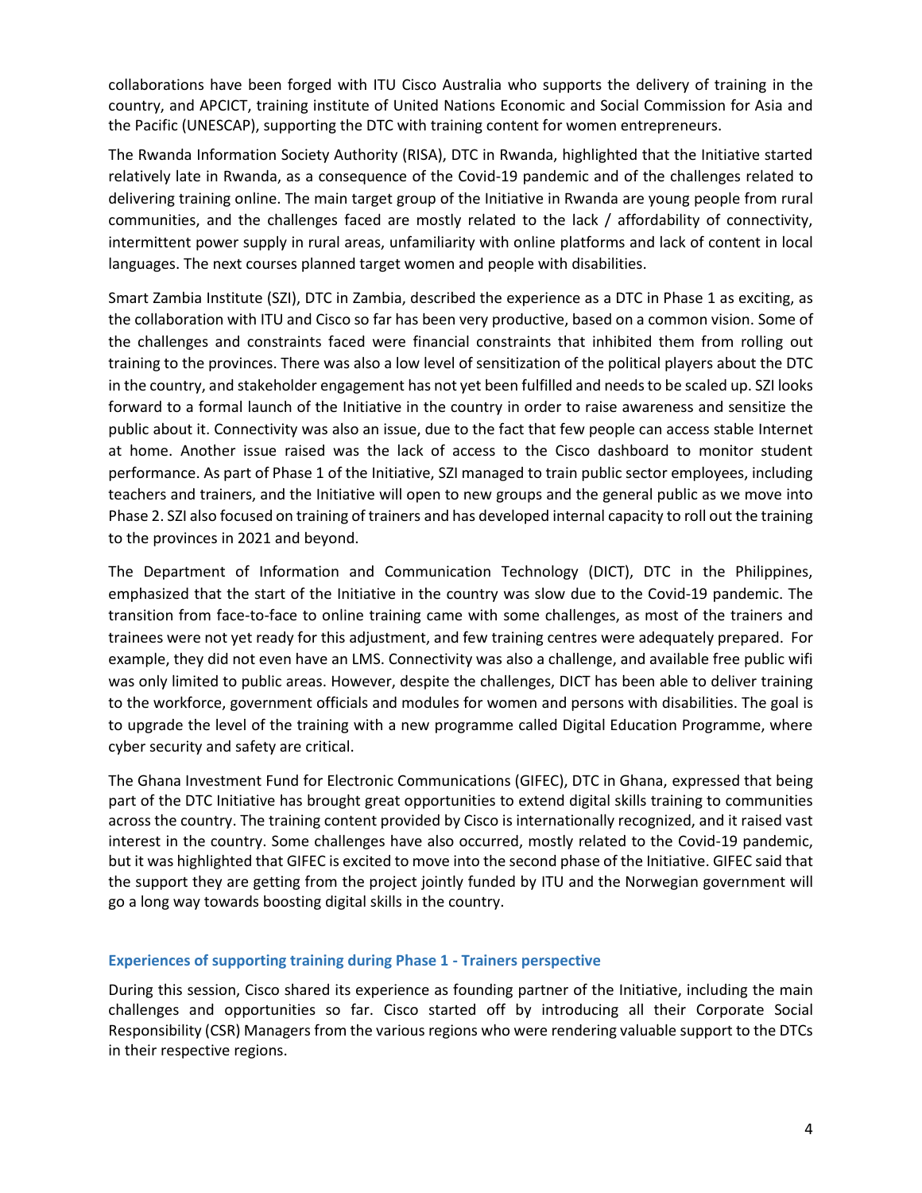collaborations have been forged with ITU Cisco Australia who supports the delivery of training in the country, and APCICT, training institute of United Nations Economic and Social Commission for Asia and the Pacific (UNESCAP), supporting the DTC with training content for women entrepreneurs.

The Rwanda Information Society Authority (RISA), DTC in Rwanda, highlighted that the Initiative started relatively late in Rwanda, as a consequence of the Covid-19 pandemic and of the challenges related to delivering training online. The main target group of the Initiative in Rwanda are young people from rural communities, and the challenges faced are mostly related to the lack / affordability of connectivity, intermittent power supply in rural areas, unfamiliarity with online platforms and lack of content in local languages. The next courses planned target women and people with disabilities.

Smart Zambia Institute (SZI), DTC in Zambia, described the experience as a DTC in Phase 1 as exciting, as the collaboration with ITU and Cisco so far has been very productive, based on a common vision. Some of the challenges and constraints faced were financial constraints that inhibited them from rolling out training to the provinces. There was also a low level of sensitization of the political players about the DTC in the country, and stakeholder engagement has not yet been fulfilled and needs to be scaled up. SZI looks forward to a formal launch of the Initiative in the country in order to raise awareness and sensitize the public about it. Connectivity was also an issue, due to the fact that few people can access stable Internet at home. Another issue raised was the lack of access to the Cisco dashboard to monitor student performance. As part of Phase 1 of the Initiative, SZI managed to train public sector employees, including teachers and trainers, and the Initiative will open to new groups and the general public as we move into Phase 2. SZI also focused on training of trainers and has developed internal capacity to roll out the training to the provinces in 2021 and beyond.

The Department of Information and Communication Technology (DICT), DTC in the Philippines, emphasized that the start of the Initiative in the country was slow due to the Covid-19 pandemic. The transition from face-to-face to online training came with some challenges, as most of the trainers and trainees were not yet ready for this adjustment, and few training centres were adequately prepared. For example, they did not even have an LMS. Connectivity was also a challenge, and available free public wifi was only limited to public areas. However, despite the challenges, DICT has been able to deliver training to the workforce, government officials and modules for women and persons with disabilities. The goal is to upgrade the level of the training with a new programme called Digital Education Programme, where cyber security and safety are critical.

The Ghana Investment Fund for Electronic Communications (GIFEC), DTC in Ghana, expressed that being part of the DTC Initiative has brought great opportunities to extend digital skills training to communities across the country. The training content provided by Cisco is internationally recognized, and it raised vast interest in the country. Some challenges have also occurred, mostly related to the Covid-19 pandemic, but it was highlighted that GIFEC is excited to move into the second phase of the Initiative. GIFEC said that the support they are getting from the project jointly funded by ITU and the Norwegian government will go a long way towards boosting digital skills in the country.

### Experiences of supporting training during Phase 1 - Trainers perspective

During this session, Cisco shared its experience as founding partner of the Initiative, including the main challenges and opportunities so far. Cisco started off by introducing all their Corporate Social Responsibility (CSR) Managers from the various regions who were rendering valuable support to the DTCs in their respective regions.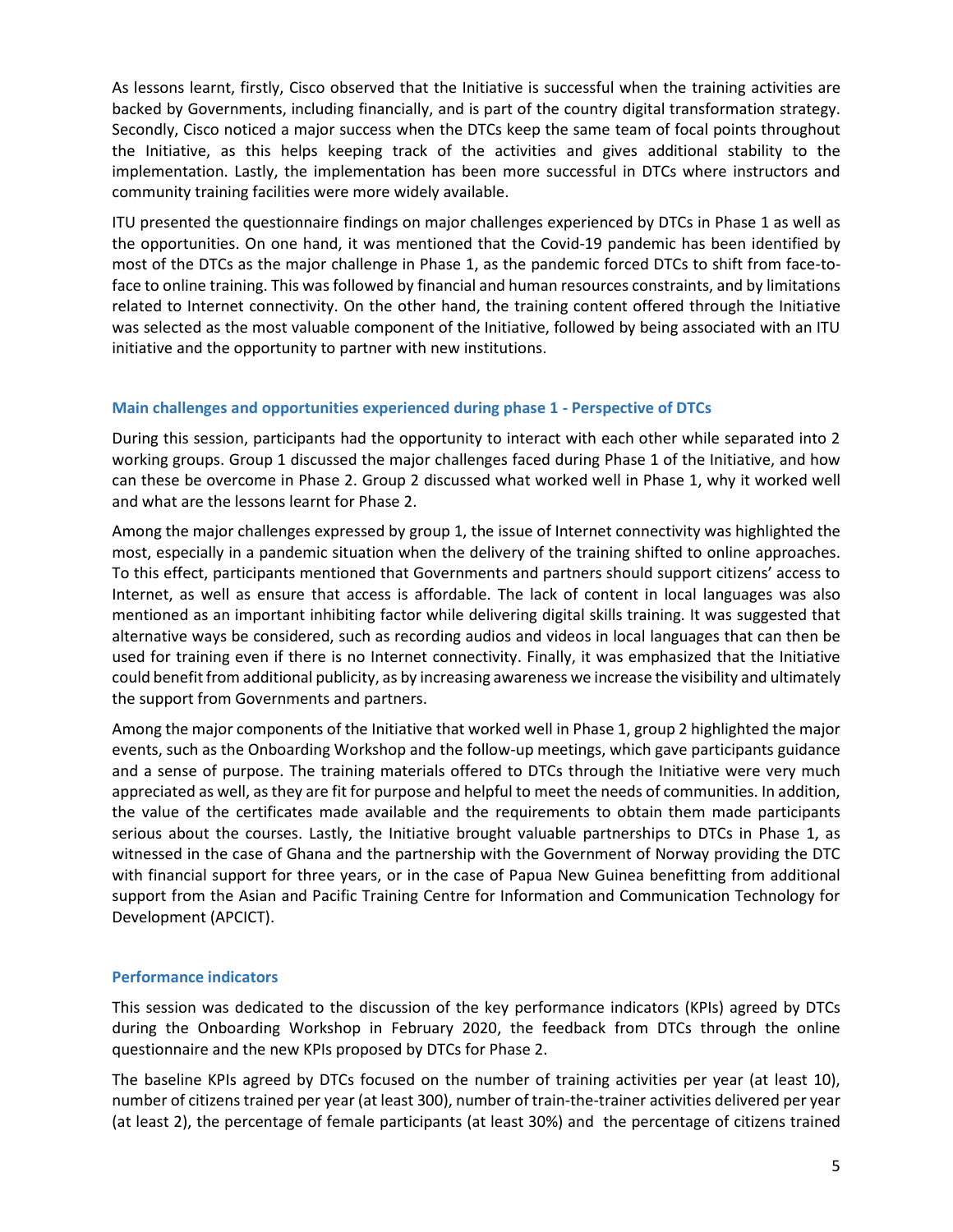As lessons learnt, firstly, Cisco observed that the Initiative is successful when the training activities are backed by Governments, including financially, and is part of the country digital transformation strategy. Secondly, Cisco noticed a major success when the DTCs keep the same team of focal points throughout the Initiative, as this helps keeping track of the activities and gives additional stability to the implementation. Lastly, the implementation has been more successful in DTCs where instructors and community training facilities were more widely available.

ITU presented the questionnaire findings on major challenges experienced by DTCs in Phase 1 as well as the opportunities. On one hand, it was mentioned that the Covid-19 pandemic has been identified by most of the DTCs as the major challenge in Phase 1, as the pandemic forced DTCs to shift from face-to-face to online training. This was followed by financial and human resources constraints, and by limitations related to Internet connectivity. On the other hand, the training content offered through the Initiative was selected as the most valuable component of the Initiative, followed by being associated with an ITU initiative and the opportunity to partner with new institutions.

### Main challenges and opportunities experienced during phase 1 - Perspective of DTCs

During this session, participants had the opportunity to interact with each other while separated into 2 working groups. Group 1 discussed the major challenges faced during Phase 1 of the Initiative, and how can these be overcome in Phase 2. Group 2 discussed what worked well in Phase 1, why it worked well and what are the lessons learnt for Phase 2.

Among the major challenges expressed by group 1, the issue of Internet connectivity was highlighted the most, especially in a pandemic situation when the delivery of the training shifted to online approaches. To this effect, participants mentioned that Governments and partners should support citizens' access to Internet, as well as ensure that access is affordable. The lack of content in local languages was also mentioned as an important inhibiting factor while delivering digital skills training. It was suggested that alternative ways be considered, such as recording audios and videos in local languages that can then be used for training even if there is no Internet connectivity. Finally, it was emphasized that the Initiative could benefit from additional publicity, as by increasing awareness we increase the visibility and ultimately the support from Governments and partners.

Among the major components of the Initiative that worked well in Phase 1, group 2 highlighted the major events, such as the Onboarding Workshop and the follow-up meetings, which gave participants guidance and a sense of purpose. The training materials offered to DTCs through the Initiative were very much appreciated as well, as they are fit for purpose and helpful to meet the needs of communities. In addition, the value of the certificates made available and the requirements to obtain them made participants serious about the courses. Lastly, the Initiative brought valuable partnerships to DTCs in Phase 1, as witnessed in the case of Ghana and the partnership with the Government of Norway providing the DTC with financial support for three years, or in the case of Papua New Guinea benefitting from additional support from the Asian and Pacific Training Centre for Information and Communication Technology for Development (APCICT).

### Performance indicators

This session was dedicated to the discussion of the key performance indicators (KPIs) agreed by DTCs during the Onboarding Workshop in February 2020, the feedback from DTCs through the online questionnaire and the new KPIs proposed by DTCs for Phase 2.

The baseline KPIs agreed by DTCs focused on the number of training activities per year (at least 10), number of citizens trained per year (at least 300), number of train-the-trainer activities delivered per year (at least 2), the percentage of female participants (at least 30%) and the percentage of citizens trained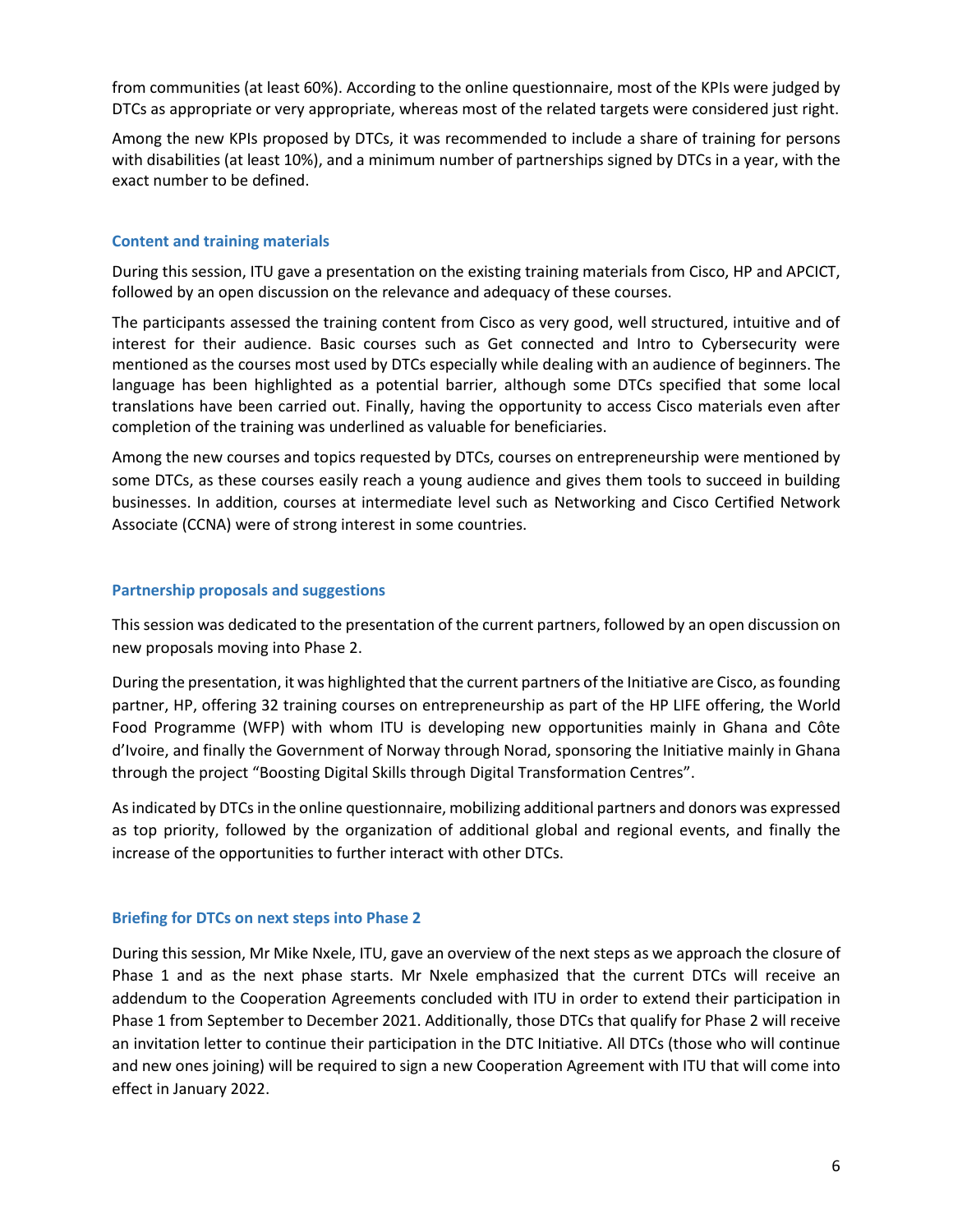from communities (at least 60%). According to the online questionnaire, most of the KPIs were judged by DTCs as appropriate or very appropriate, whereas most of the related targets were considered just right.

Among the new KPIs proposed by DTCs, it was recommended to include a share of training for persons with disabilities (at least 10%), and a minimum number of partnerships signed by DTCs in a year, with the exact number to be defined.

### Content and training materials

During this session, ITU gave a presentation on the existing training materials from Cisco, HP and APCICT, followed by an open discussion on the relevance and adequacy of these courses.

The participants assessed the training content from Cisco as very good, well structured, intuitive and of interest for their audience. Basic courses such as Get connected and Intro to Cybersecurity were mentioned as the courses most used by DTCs especially while dealing with an audience of beginners. The language has been highlighted as a potential barrier, although some DTCs specified that some local translations have been carried out. Finally, having the opportunity to access Cisco materials even after completion of the training was underlined as valuable for beneficiaries.

Among the new courses and topics requested by DTCs, courses on entrepreneurship were mentioned by some DTCs, as these courses easily reach a young audience and gives them tools to succeed in building businesses. In addition, courses at intermediate level such as Networking and Cisco Certified Network Associate (CCNA) were of strong interest in some countries.

### Partnership proposals and suggestions

This session was dedicated to the presentation of the current partners, followed by an open discussion on new proposals moving into Phase 2.

During the presentation, it was highlighted that the current partners of the Initiative are Cisco, as founding partner, HP, offering 32 training courses on entrepreneurship as part of the HP LIFE offering, the World Food Programme (WFP) with whom ITU is developing new opportunities mainly in Ghana and Côte d'Ivoire, and finally the Government of Norway through Norad, sponsoring the Initiative mainly in Ghana through the project "Boosting Digital Skills through Digital Transformation Centres".

As indicated by DTCs in the online questionnaire, mobilizing additional partners and donors was expressed as top priority, followed by the organization of additional global and regional events, and finally the increase of the opportunities to further interact with other DTCs.

### Briefing for DTCs on next steps into Phase 2

During this session, Mr Mike Nxele, ITU, gave an overview of the next steps as we approach the closure of Phase 1 and as the next phase starts. Mr Nxele emphasized that the current DTCs will receive an addendum to the Cooperation Agreements concluded with ITU in order to extend their participation in Phase 1 from September to December 2021. Additionally, those DTCs that qualify for Phase 2 will receive an invitation letter to continue their participation in the DTC Initiative. All DTCs (those who will continue and new ones joining) will be required to sign a new Cooperation Agreement with ITU that will come into effect in January 2022.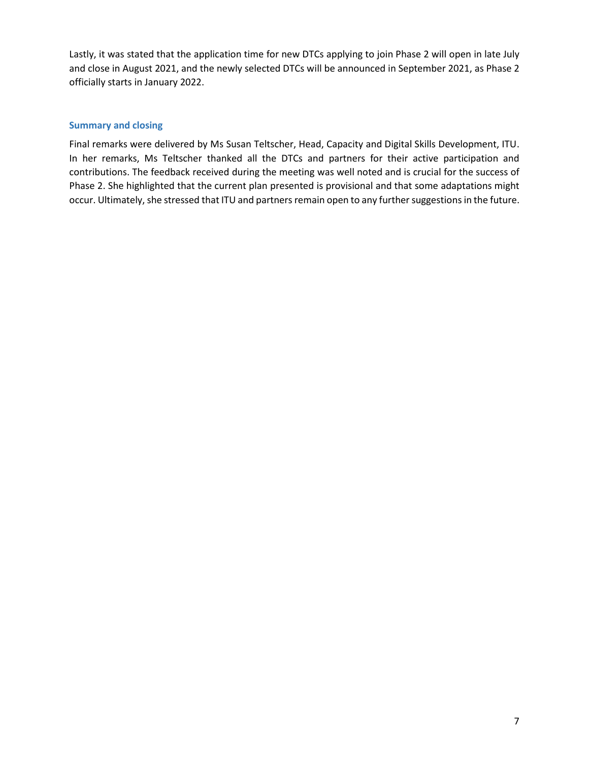Lastly, it was stated that the application time for new DTCs applying to join Phase 2 will open in late July and close in August 2021, and the newly selected DTCs will be announced in September 2021, as Phase 2 officially starts in January 2022.

### Summary and closing

Final remarks were delivered by Ms Susan Teltscher, Head, Capacity and Digital Skills Development, ITU. In her remarks, Ms Teltscher thanked all the DTCs and partners for their active participation and contributions. The feedback received during the meeting was well noted and is crucial for the success of Phase 2. She highlighted that the current plan presented is provisional and that some adaptations might occur. Ultimately, she stressed that ITU and partners remain open to any further suggestions in the future.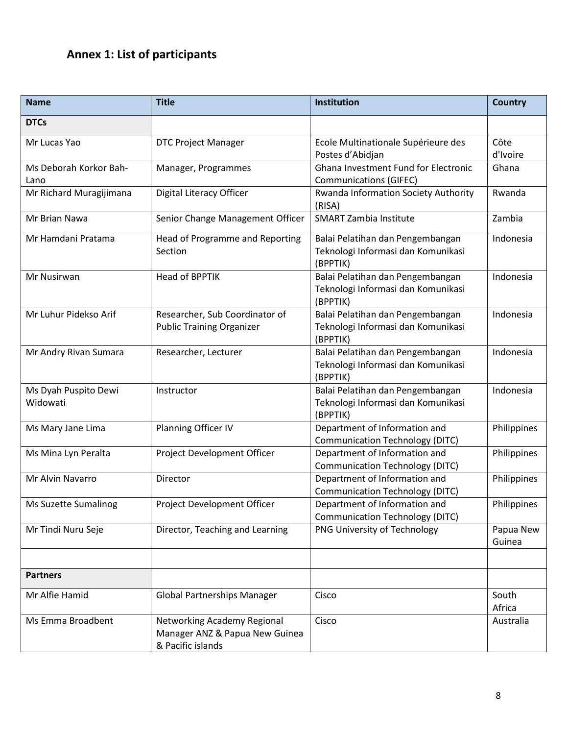## Annex 1: List of participants

| Name | Title | Institution | Country |
|---|---|---|---|
| **DTCs** | | | |
| Mr Lucas Yao | DTC Project Manager | Ecole Multinationale Supérieure des Postes d'Abidjan | Côte d'Ivoire |
| Ms Deborah Korkor Bah-Lano | Manager, Programmes | Ghana Investment Fund for Electronic Communications (GIFEC) | Ghana |
| Mr Richard Muragijimana | Digital Literacy Officer | Rwanda Information Society Authority (RISA) | Rwanda |
| Mr Brian Nawa | Senior Change Management Officer | SMART Zambia Institute | Zambia |
| Mr Hamdani Pratama | Head of Programme and Reporting Section | Balai Pelatihan dan Pengembangan Teknologi Informasi dan Komunikasi (BPPTIK) | Indonesia |
| Mr Nusirwan | Head of BPPTIK | Balai Pelatihan dan Pengembangan Teknologi Informasi dan Komunikasi (BPPTIK) | Indonesia |
| Mr Luhur Pidekso Arif | Researcher, Sub Coordinator of Public Training Organizer | Balai Pelatihan dan Pengembangan Teknologi Informasi dan Komunikasi (BPPTIK) | Indonesia |
| Mr Andry Rivan Sumara | Researcher, Lecturer | Balai Pelatihan dan Pengembangan Teknologi Informasi dan Komunikasi (BPPTIK) | Indonesia |
| Ms Dyah Puspito Dewi Widowati | Instructor | Balai Pelatihan dan Pengembangan Teknologi Informasi dan Komunikasi (BPPTIK) | Indonesia |
| Ms Mary Jane Lima | Planning Officer IV | Department of Information and Communication Technology (DITC) | Philippines |
| Ms Mina Lyn Peralta | Project Development Officer | Department of Information and Communication Technology (DITC) | Philippines |
| Mr Alvin Navarro | Director | Department of Information and Communication Technology (DITC) | Philippines |
| Ms Suzette Sumalinog | Project Development Officer | Department of Information and Communication Technology (DITC) | Philippines |
| Mr Tindi Nuru Seje | Director, Teaching and Learning | PNG University of Technology | Papua New Guinea |
| | | | |
| **Partners** | | | |
| Mr Alfie Hamid | Global Partnerships Manager | Cisco | South Africa |
| Ms Emma Broadbent | Networking Academy Regional Manager ANZ & Papua New Guinea & Pacific islands | Cisco | Australia |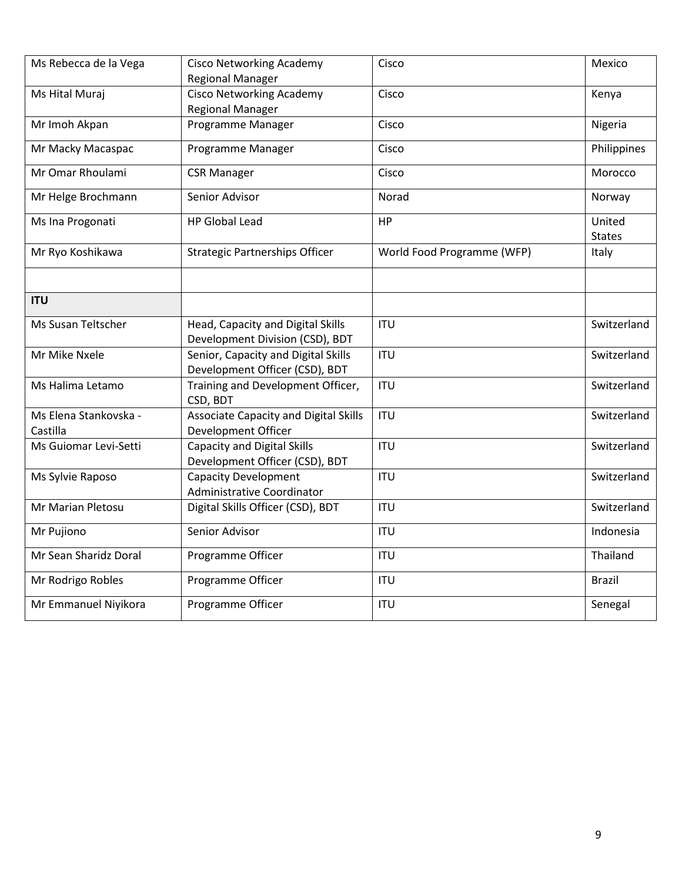| | | | |
|---|---|---|---|
| Ms Rebecca de la Vega | Cisco Networking Academy Regional Manager | Cisco | Mexico |
| Ms Hital Muraj | Cisco Networking Academy Regional Manager | Cisco | Kenya |
| Mr Imoh Akpan | Programme Manager | Cisco | Nigeria |
| Mr Macky Macaspac | Programme Manager | Cisco | Philippines |
| Mr Omar Rhoulami | CSR Manager | Cisco | Morocco |
| Mr Helge Brochmann | Senior Advisor | Norad | Norway |
| Ms Ina Progonati | HP Global Lead | HP | United States |
| Mr Ryo Koshikawa | Strategic Partnerships Officer | World Food Programme (WFP) | Italy |
| | | | |
| **ITU** | | | |
| Ms Susan Teltscher | Head, Capacity and Digital Skills Development Division (CSD), BDT | ITU | Switzerland |
| Mr Mike Nxele | Senior, Capacity and Digital Skills Development Officer (CSD), BDT | ITU | Switzerland |
| Ms Halima Letamo | Training and Development Officer, CSD, BDT | ITU | Switzerland |
| Ms Elena Stankovska - Castilla | Associate Capacity and Digital Skills Development Officer | ITU | Switzerland |
| Ms Guiomar Levi-Setti | Capacity and Digital Skills Development Officer (CSD), BDT | ITU | Switzerland |
| Ms Sylvie Raposo | Capacity Development Administrative Coordinator | ITU | Switzerland |
| Mr Marian Pletosu | Digital Skills Officer (CSD), BDT | ITU | Switzerland |
| Mr Pujiono | Senior Advisor | ITU | Indonesia |
| Mr Sean Sharidz Doral | Programme Officer | ITU | Thailand |
| Mr Rodrigo Robles | Programme Officer | ITU | Brazil |
| Mr Emmanuel Niyikora | Programme Officer | ITU | Senegal |